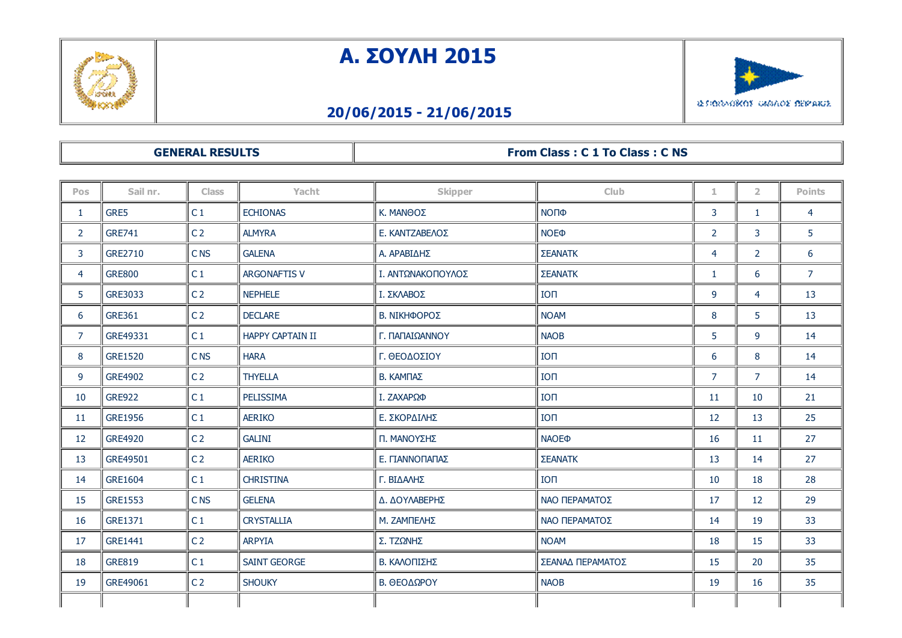# Α. ΣΟΥΛΗ 2015

## 20/06/2015 - 21/06/2015

| GENERAL RESULTS | From Class : C 1 To Class : C NS |
|---|---|

| Pos | Sail nr. | Class | Yacht | Skipper | Club | 1 | 2 | Points |
|---|---|---|---|---|---|---|---|---|
| 1 | GRE5 | C 1 | ECHIONAS | Κ. ΜΑΝΘΟΣ | ΝΟΠΦ | 3 | 1 | 4 |
| 2 | GRE741 | C 2 | ALMYRA | Ε. ΚΑΝΤΖΑΒΕΛΟΣ | ΝΟΕΦ | 2 | 3 | 5 |
| 3 | GRE2710 | C NS | GALENA | Α. ΑΡΑΒΙΔΗΣ | ΣΕΑΝΑΤΚ | 4 | 2 | 6 |
| 4 | GRE800 | C 1 | ARGONAFTIS V | Ι. ΑΝΤΩΝΑΚΟΠΟΥΛΟΣ | ΣΕΑΝΑΤΚ | 1 | 6 | 7 |
| 5 | GRE3033 | C 2 | NEPHELE | Ι. ΣΚΛΑΒΟΣ | ΙΟΠ | 9 | 4 | 13 |
| 6 | GRE361 | C 2 | DECLARE | Β. ΝΙΚΗΦΟΡΟΣ | ΝΟΑΜ | 8 | 5 | 13 |
| 7 | GRE49331 | C 1 | HAPPY CAPTAIN II | Γ. ΠΑΠΑΙΩΑΝΝΟΥ | ΝΑΟΒ | 5 | 9 | 14 |
| 8 | GRE1520 | C NS | HARA | Γ. ΘΕΟΔΟΣΙΟΥ | ΙΟΠ | 6 | 8 | 14 |
| 9 | GRE4902 | C 2 | THYELLA | Β. ΚΑΜΠΑΣ | ΙΟΠ | 7 | 7 | 14 |
| 10 | GRE922 | C 1 | PELISSIMA | Ι. ΖΑΧΑΡΩΦ | ΙΟΠ | 11 | 10 | 21 |
| 11 | GRE1956 | C 1 | AERIKO | Ε. ΣΚΟΡΔΙΛΗΣ | ΙΟΠ | 12 | 13 | 25 |
| 12 | GRE4920 | C 2 | GALINI | Π. ΜΑΝΟΥΣΗΣ | ΝΑΟΕΦ | 16 | 11 | 27 |
| 13 | GRE49501 | C 2 | AERIKO | Ε. ΓΙΑΝΝΟΠΑΠΑΣ | ΣΕΑΝΑΤΚ | 13 | 14 | 27 |
| 14 | GRE1604 | C 1 | CHRISTINA | Γ. ΒΙΔΑΛΗΣ | ΙΟΠ | 10 | 18 | 28 |
| 15 | GRE1553 | C NS | GELENA | Δ. ΔΟΥΛΑΒΕΡΗΣ | ΝΑΟ ΠΕΡΑΜΑΤΟΣ | 17 | 12 | 29 |
| 16 | GRE1371 | C 1 | CRYSTALLIA | Μ. ΖΑΜΠΕΛΗΣ | ΝΑΟ ΠΕΡΑΜΑΤΟΣ | 14 | 19 | 33 |
| 17 | GRE1441 | C 2 | ARPYIA | Σ. ΤΖΩΝΗΣ | ΝΟΑΜ | 18 | 15 | 33 |
| 18 | GRE819 | C 1 | SAINT GEORGE | Β. ΚΑΛΟΠΙΣΗΣ | ΣΕΑΝΑΔ ΠΕΡΑΜΑΤΟΣ | 15 | 20 | 35 |
| 19 | GRE49061 | C 2 | SHOUKY | Β. ΘΕΟΔΩΡΟΥ | ΝΑΟΒ | 19 | 16 | 35 |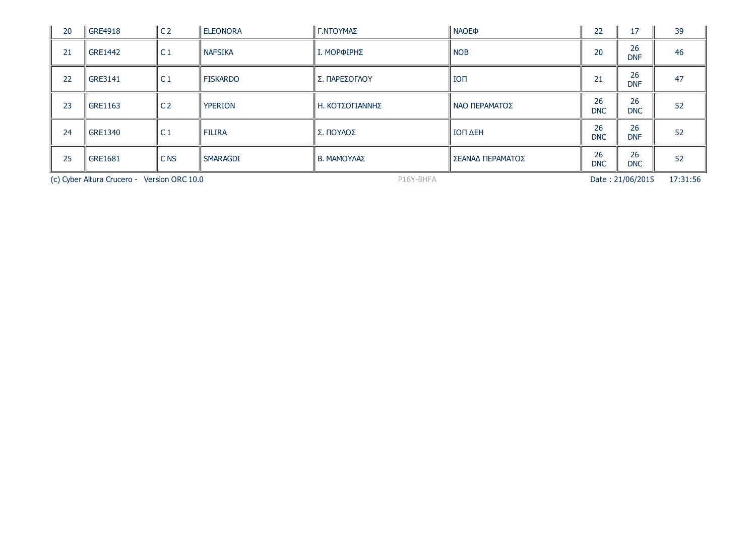| | | | | | | | | |
|---|---|---|---|---|---|---|---|---|
| 20 | GRE4918 | C 2 | ELEONORA | Γ.ΝΤΟΥΜΑΣ | ΝΑΟΕΦ | 22 | 17 | 39 |
| 21 | GRE1442 | C 1 | NAFSIKA | Ι. ΜΟΡΦΙΡΗΣ | ΝΟΒ | 20 | 26 DNF | 46 |
| 22 | GRE3141 | C 1 | FISKARDO | Σ. ΠΑΡΕΣΟΓΛΟΥ | ΙΟΠ | 21 | 26 DNF | 47 |
| 23 | GRE1163 | C 2 | YPERION | Η. ΚΟΤΣΟΓΙΑΝΝΗΣ | ΝΑΟ ΠΕΡΑΜΑΤΟΣ | 26 DNC | 26 DNC | 52 |
| 24 | GRE1340 | C 1 | FILIRA | Σ. ΠΟΥΛΟΣ | ΙΟΠ ΔΕΗ | 26 DNC | 26 DNF | 52 |
| 25 | GRE1681 | C NS | SMARAGDI | Β. ΜΑΜΟΥΛΑΣ | ΣΕΑΝΑΔ ΠΕΡΑΜΑΤΟΣ | 26 DNC | 26 DNC | 52 |

(c) Cyber Altura Crucero - Version ORC 10.0 P16Y-BHFA Date : 21/06/2015 17:31:56